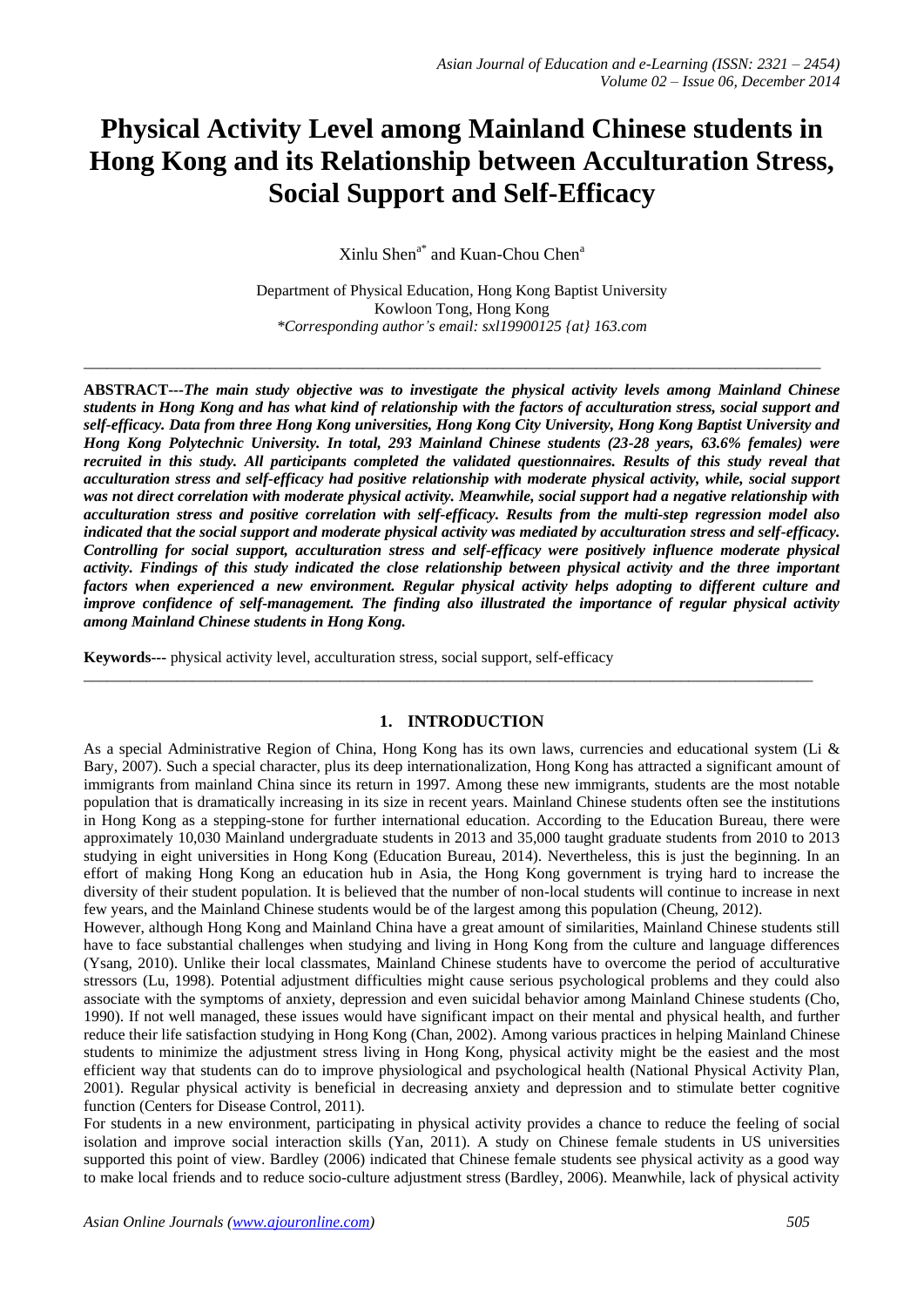# Physical Activity Level among Mainland Chinese students in Hong Kong and its Relationship between Acculturation Stress, Social Support and Self-Efficacy

Xinlu Shen[a*] and Kuan-Chou Chen[a]

Department of Physical Education, Hong Kong Baptist University
Kowloon Tong, Hong Kong
*Corresponding author's email: sxl19900125 {at} 163.com

---

**ABSTRACT---*The main study objective was to investigate the physical activity levels among Mainland Chinese students in Hong Kong and has what kind of relationship with the factors of acculturation stress, social support and self-efficacy. Data from three Hong Kong universities, Hong Kong City University, Hong Kong Baptist University and Hong Kong Polytechnic University. In total, 293 Mainland Chinese students (23-28 years, 63.6% females) were recruited in this study. All participants completed the validated questionnaires. Results of this study reveal that acculturation stress and self-efficacy had positive relationship with moderate physical activity, while, social support was not direct correlation with moderate physical activity. Meanwhile, social support had a negative relationship with acculturation stress and positive correlation with self-efficacy. Results from the multi-step regression model also indicated that the social support and moderate physical activity was mediated by acculturation stress and self-efficacy. Controlling for social support, acculturation stress and self-efficacy were positively influence moderate physical activity. Findings of this study indicated the close relationship between physical activity and the three important factors when experienced a new environment. Regular physical activity helps adopting to different culture and improve confidence of self-management. The finding also illustrated the importance of regular physical activity among Mainland Chinese students in Hong Kong.***

**Keywords---** physical activity level, acculturation stress, social support, self-efficacy

---

## 1. INTRODUCTION

As a special Administrative Region of China, Hong Kong has its own laws, currencies and educational system (Li & Bary, 2007). Such a special character, plus its deep internationalization, Hong Kong has attracted a significant amount of immigrants from mainland China since its return in 1997. Among these new immigrants, students are the most notable population that is dramatically increasing in its size in recent years. Mainland Chinese students often see the institutions in Hong Kong as a stepping-stone for further international education. According to the Education Bureau, there were approximately 10,030 Mainland undergraduate students in 2013 and 35,000 taught graduate students from 2010 to 2013 studying in eight universities in Hong Kong (Education Bureau, 2014). Nevertheless, this is just the beginning. In an effort of making Hong Kong an education hub in Asia, the Hong Kong government is trying hard to increase the diversity of their student population. It is believed that the number of non-local students will continue to increase in next few years, and the Mainland Chinese students would be of the largest among this population (Cheung, 2012).

However, although Hong Kong and Mainland China have a great amount of similarities, Mainland Chinese students still have to face substantial challenges when studying and living in Hong Kong from the culture and language differences (Ysang, 2010). Unlike their local classmates, Mainland Chinese students have to overcome the period of acculturative stressors (Lu, 1998). Potential adjustment difficulties might cause serious psychological problems and they could also associate with the symptoms of anxiety, depression and even suicidal behavior among Mainland Chinese students (Cho, 1990). If not well managed, these issues would have significant impact on their mental and physical health, and further reduce their life satisfaction studying in Hong Kong (Chan, 2002). Among various practices in helping Mainland Chinese students to minimize the adjustment stress living in Hong Kong, physical activity might be the easiest and the most efficient way that students can do to improve physiological and psychological health (National Physical Activity Plan, 2001). Regular physical activity is beneficial in decreasing anxiety and depression and to stimulate better cognitive function (Centers for Disease Control, 2011).

For students in a new environment, participating in physical activity provides a chance to reduce the feeling of social isolation and improve social interaction skills (Yan, 2011). A study on Chinese female students in US universities supported this point of view. Bardley (2006) indicated that Chinese female students see physical activity as a good way to make local friends and to reduce socio-culture adjustment stress (Bardley, 2006). Meanwhile, lack of physical activity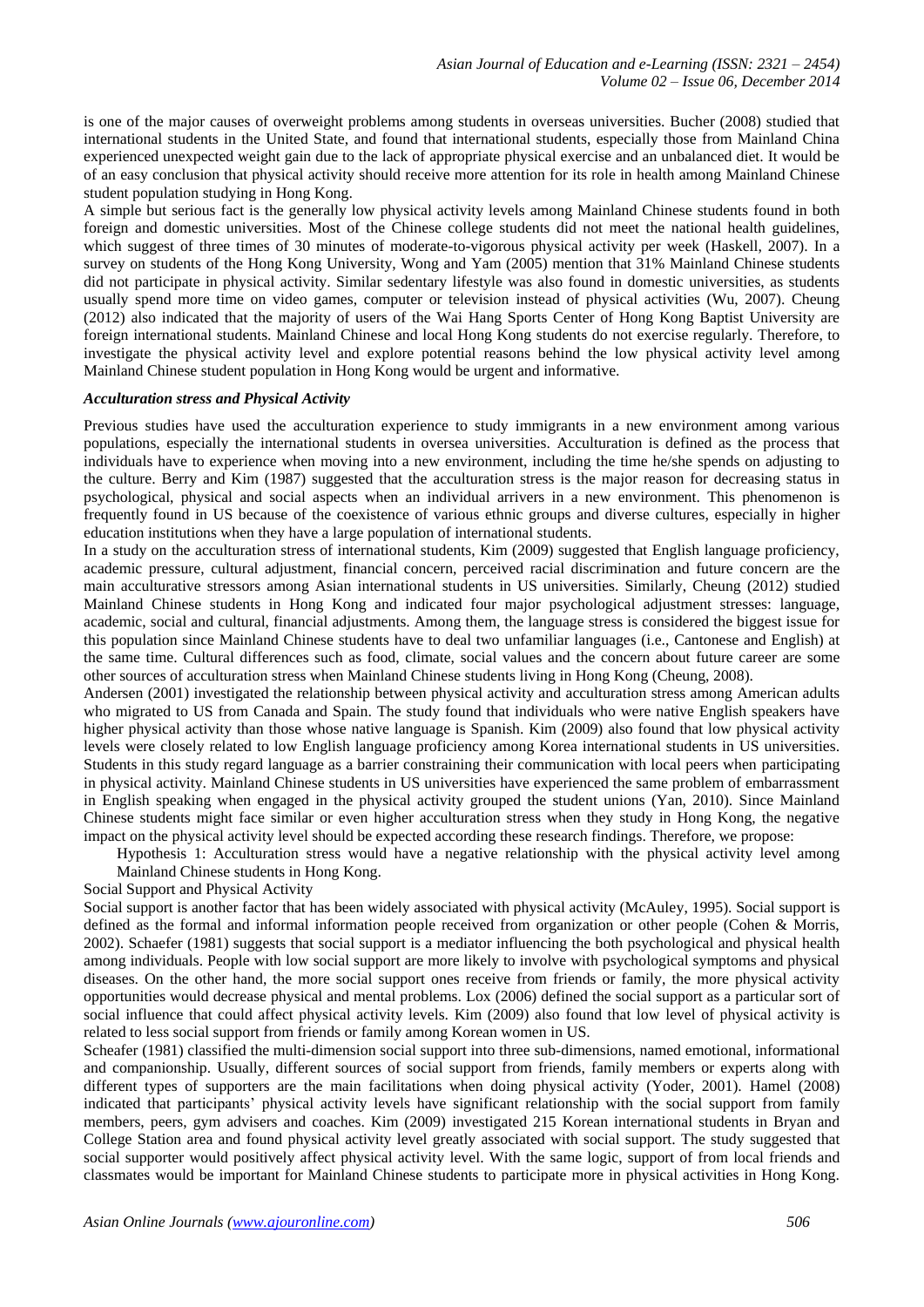is one of the major causes of overweight problems among students in overseas universities. Bucher (2008) studied that international students in the United State, and found that international students, especially those from Mainland China experienced unexpected weight gain due to the lack of appropriate physical exercise and an unbalanced diet. It would be of an easy conclusion that physical activity should receive more attention for its role in health among Mainland Chinese student population studying in Hong Kong.

A simple but serious fact is the generally low physical activity levels among Mainland Chinese students found in both foreign and domestic universities. Most of the Chinese college students did not meet the national health guidelines, which suggest of three times of 30 minutes of moderate-to-vigorous physical activity per week (Haskell, 2007). In a survey on students of the Hong Kong University, Wong and Yam (2005) mention that 31% Mainland Chinese students did not participate in physical activity. Similar sedentary lifestyle was also found in domestic universities, as students usually spend more time on video games, computer or television instead of physical activities (Wu, 2007). Cheung (2012) also indicated that the majority of users of the Wai Hang Sports Center of Hong Kong Baptist University are foreign international students. Mainland Chinese and local Hong Kong students do not exercise regularly. Therefore, to investigate the physical activity level and explore potential reasons behind the low physical activity level among Mainland Chinese student population in Hong Kong would be urgent and informative.

### *Acculturation stress and Physical Activity*

Previous studies have used the acculturation experience to study immigrants in a new environment among various populations, especially the international students in oversea universities. Acculturation is defined as the process that individuals have to experience when moving into a new environment, including the time he/she spends on adjusting to the culture. Berry and Kim (1987) suggested that the acculturation stress is the major reason for decreasing status in psychological, physical and social aspects when an individual arrivers in a new environment. This phenomenon is frequently found in US because of the coexistence of various ethnic groups and diverse cultures, especially in higher education institutions when they have a large population of international students.

In a study on the acculturation stress of international students, Kim (2009) suggested that English language proficiency, academic pressure, cultural adjustment, financial concern, perceived racial discrimination and future concern are the main acculturative stressors among Asian international students in US universities. Similarly, Cheung (2012) studied Mainland Chinese students in Hong Kong and indicated four major psychological adjustment stresses: language, academic, social and cultural, financial adjustments. Among them, the language stress is considered the biggest issue for this population since Mainland Chinese students have to deal two unfamiliar languages (i.e., Cantonese and English) at the same time. Cultural differences such as food, climate, social values and the concern about future career are some other sources of acculturation stress when Mainland Chinese students living in Hong Kong (Cheung, 2008).

Andersen (2001) investigated the relationship between physical activity and acculturation stress among American adults who migrated to US from Canada and Spain. The study found that individuals who were native English speakers have higher physical activity than those whose native language is Spanish. Kim (2009) also found that low physical activity levels were closely related to low English language proficiency among Korea international students in US universities. Students in this study regard language as a barrier constraining their communication with local peers when participating in physical activity. Mainland Chinese students in US universities have experienced the same problem of embarrassment in English speaking when engaged in the physical activity grouped the student unions (Yan, 2010). Since Mainland Chinese students might face similar or even higher acculturation stress when they study in Hong Kong, the negative impact on the physical activity level should be expected according these research findings. Therefore, we propose:

Hypothesis 1: Acculturation stress would have a negative relationship with the physical activity level among Mainland Chinese students in Hong Kong.

### Social Support and Physical Activity

Social support is another factor that has been widely associated with physical activity (McAuley, 1995). Social support is defined as the formal and informal information people received from organization or other people (Cohen & Morris, 2002). Schaefer (1981) suggests that social support is a mediator influencing the both psychological and physical health among individuals. People with low social support are more likely to involve with psychological symptoms and physical diseases. On the other hand, the more social support ones receive from friends or family, the more physical activity opportunities would decrease physical and mental problems. Lox (2006) defined the social support as a particular sort of social influence that could affect physical activity levels. Kim (2009) also found that low level of physical activity is related to less social support from friends or family among Korean women in US.

Scheafer (1981) classified the multi-dimension social support into three sub-dimensions, named emotional, informational and companionship. Usually, different sources of social support from friends, family members or experts along with different types of supporters are the main facilitations when doing physical activity (Yoder, 2001). Hamel (2008) indicated that participants' physical activity levels have significant relationship with the social support from family members, peers, gym advisers and coaches. Kim (2009) investigated 215 Korean international students in Bryan and College Station area and found physical activity level greatly associated with social support. The study suggested that social supporter would positively affect physical activity level. With the same logic, support of from local friends and classmates would be important for Mainland Chinese students to participate more in physical activities in Hong Kong.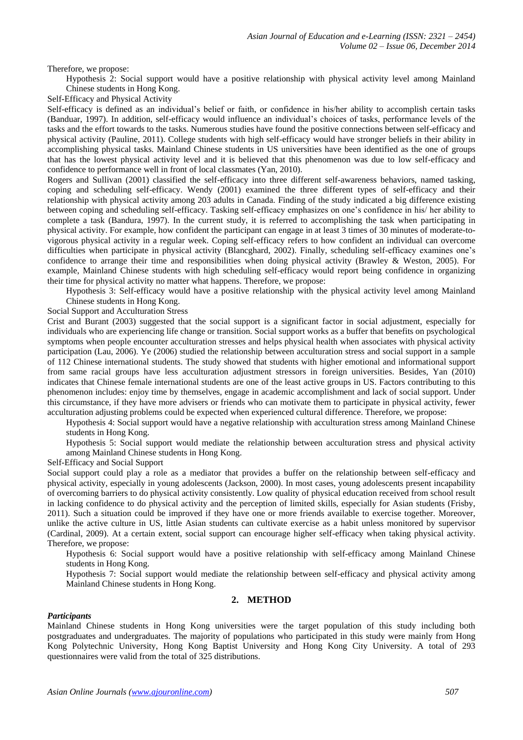Therefore, we propose:

Hypothesis 2: Social support would have a positive relationship with physical activity level among Mainland Chinese students in Hong Kong.

Self-Efficacy and Physical Activity

Self-efficacy is defined as an individual's belief or faith, or confidence in his/her ability to accomplish certain tasks (Banduar, 1997). In addition, self-efficacy would influence an individual's choices of tasks, performance levels of the tasks and the effort towards to the tasks. Numerous studies have found the positive connections between self-efficacy and physical activity (Pauline, 2011). College students with high self-efficacy would have stronger beliefs in their ability in accomplishing physical tasks. Mainland Chinese students in US universities have been identified as the one of groups that has the lowest physical activity level and it is believed that this phenomenon was due to low self-efficacy and confidence to performance well in front of local classmates (Yan, 2010).

Rogers and Sullivan (2001) classified the self-efficacy into three different self-awareness behaviors, named tasking, coping and scheduling self-efficacy. Wendy (2001) examined the three different types of self-efficacy and their relationship with physical activity among 203 adults in Canada. Finding of the study indicated a big difference existing between coping and scheduling self-efficacy. Tasking self-efficacy emphasizes on one's confidence in his/ her ability to complete a task (Bandura, 1997). In the current study, it is referred to accomplishing the task when participating in physical activity. For example, how confident the participant can engage in at least 3 times of 30 minutes of moderate-to-vigorous physical activity in a regular week. Coping self-efficacy refers to how confident an individual can overcome difficulties when participate in physical activity (Blancghard, 2002). Finally, scheduling self-efficacy examines one's confidence to arrange their time and responsibilities when doing physical activity (Brawley & Weston, 2005). For example, Mainland Chinese students with high scheduling self-efficacy would report being confidence in organizing their time for physical activity no matter what happens. Therefore, we propose:

Hypothesis 3: Self-efficacy would have a positive relationship with the physical activity level among Mainland Chinese students in Hong Kong.

Social Support and Acculturation Stress

Crist and Burant (2003) suggested that the social support is a significant factor in social adjustment, especially for individuals who are experiencing life change or transition. Social support works as a buffer that benefits on psychological symptoms when people encounter acculturation stresses and helps physical health when associates with physical activity participation (Lau, 2006). Ye (2006) studied the relationship between acculturation stress and social support in a sample of 112 Chinese international students. The study showed that students with higher emotional and informational support from same racial groups have less acculturation adjustment stressors in foreign universities. Besides, Yan (2010) indicates that Chinese female international students are one of the least active groups in US. Factors contributing to this phenomenon includes: enjoy time by themselves, engage in academic accomplishment and lack of social support. Under this circumstance, if they have more advisers or friends who can motivate them to participate in physical activity, fewer acculturation adjusting problems could be expected when experienced cultural difference. Therefore, we propose:

Hypothesis 4: Social support would have a negative relationship with acculturation stress among Mainland Chinese students in Hong Kong.

Hypothesis 5: Social support would mediate the relationship between acculturation stress and physical activity among Mainland Chinese students in Hong Kong.

Self-Efficacy and Social Support

Social support could play a role as a mediator that provides a buffer on the relationship between self-efficacy and physical activity, especially in young adolescents (Jackson, 2000). In most cases, young adolescents present incapability of overcoming barriers to do physical activity consistently. Low quality of physical education received from school result in lacking confidence to do physical activity and the perception of limited skills, especially for Asian students (Frisby, 2011). Such a situation could be improved if they have one or more friends available to exercise together. Moreover, unlike the active culture in US, little Asian students can cultivate exercise as a habit unless monitored by supervisor (Cardinal, 2009). At a certain extent, social support can encourage higher self-efficacy when taking physical activity. Therefore, we propose:

Hypothesis 6: Social support would have a positive relationship with self-efficacy among Mainland Chinese students in Hong Kong.

Hypothesis 7: Social support would mediate the relationship between self-efficacy and physical activity among Mainland Chinese students in Hong Kong.

## 2. METHOD

***Participants***

Mainland Chinese students in Hong Kong universities were the target population of this study including both postgraduates and undergraduates. The majority of populations who participated in this study were mainly from Hong Kong Polytechnic University, Hong Kong Baptist University and Hong Kong City University. A total of 293 questionnaires were valid from the total of 325 distributions.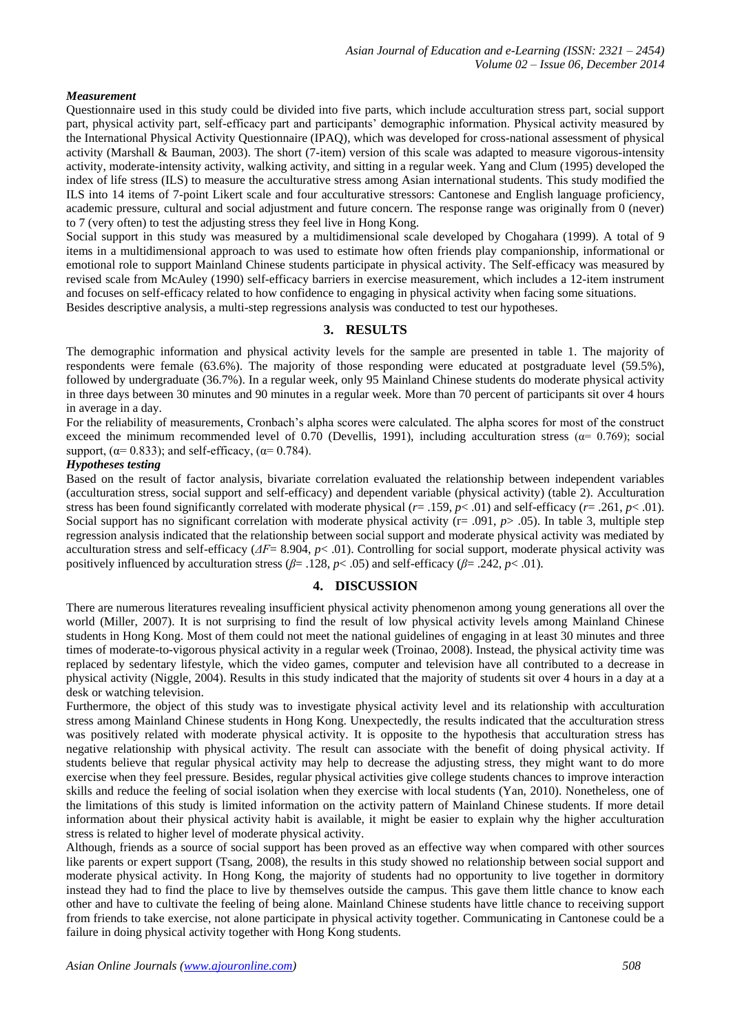***Measurement***

Questionnaire used in this study could be divided into five parts, which include acculturation stress part, social support part, physical activity part, self-efficacy part and participants' demographic information. Physical activity measured by the International Physical Activity Questionnaire (IPAQ), which was developed for cross-national assessment of physical activity (Marshall & Bauman, 2003). The short (7-item) version of this scale was adapted to measure vigorous-intensity activity, moderate-intensity activity, walking activity, and sitting in a regular week. Yang and Clum (1995) developed the index of life stress (ILS) to measure the acculturative stress among Asian international students. This study modified the ILS into 14 items of 7-point Likert scale and four acculturative stressors: Cantonese and English language proficiency, academic pressure, cultural and social adjustment and future concern. The response range was originally from 0 (never) to 7 (very often) to test the adjusting stress they feel live in Hong Kong.

Social support in this study was measured by a multidimensional scale developed by Chogahara (1999). A total of 9 items in a multidimensional approach to was used to estimate how often friends play companionship, informational or emotional role to support Mainland Chinese students participate in physical activity. The Self-efficacy was measured by revised scale from McAuley (1990) self-efficacy barriers in exercise measurement, which includes a 12-item instrument and focuses on self-efficacy related to how confidence to engaging in physical activity when facing some situations.

Besides descriptive analysis, a multi-step regressions analysis was conducted to test our hypotheses.

## 3. RESULTS

The demographic information and physical activity levels for the sample are presented in table 1. The majority of respondents were female (63.6%). The majority of those responding were educated at postgraduate level (59.5%), followed by undergraduate (36.7%). In a regular week, only 95 Mainland Chinese students do moderate physical activity in three days between 30 minutes and 90 minutes in a regular week. More than 70 percent of participants sit over 4 hours in average in a day.

For the reliability of measurements, Cronbach's alpha scores were calculated. The alpha scores for most of the construct exceed the minimum recommended level of 0.70 (Devellis, 1991), including acculturation stress ($\alpha$= 0.769); social support, ($\alpha$= 0.833); and self-efficacy, ($\alpha$= 0.784).

***Hypotheses testing***

Based on the result of factor analysis, bivariate correlation evaluated the relationship between independent variables (acculturation stress, social support and self-efficacy) and dependent variable (physical activity) (table 2). Acculturation stress has been found significantly correlated with moderate physical ($r$= .159, $p$< .01) and self-efficacy ($r$= .261, $p$< .01). Social support has no significant correlation with moderate physical activity (r= .091, $p$> .05). In table 3, multiple step regression analysis indicated that the relationship between social support and moderate physical activity was mediated by acculturation stress and self-efficacy ($\Delta F$= 8.904, $p$< .01). Controlling for social support, moderate physical activity was positively influenced by acculturation stress ($\beta$= .128, $p$< .05) and self-efficacy ($\beta$= .242, $p$< .01).

## 4. DISCUSSION

There are numerous literatures revealing insufficient physical activity phenomenon among young generations all over the world (Miller, 2007). It is not surprising to find the result of low physical activity levels among Mainland Chinese students in Hong Kong. Most of them could not meet the national guidelines of engaging in at least 30 minutes and three times of moderate-to-vigorous physical activity in a regular week (Troinao, 2008). Instead, the physical activity time was replaced by sedentary lifestyle, which the video games, computer and television have all contributed to a decrease in physical activity (Niggle, 2004). Results in this study indicated that the majority of students sit over 4 hours in a day at a desk or watching television.

Furthermore, the object of this study was to investigate physical activity level and its relationship with acculturation stress among Mainland Chinese students in Hong Kong. Unexpectedly, the results indicated that the acculturation stress was positively related with moderate physical activity. It is opposite to the hypothesis that acculturation stress has negative relationship with physical activity. The result can associate with the benefit of doing physical activity. If students believe that regular physical activity may help to decrease the adjusting stress, they might want to do more exercise when they feel pressure. Besides, regular physical activities give college students chances to improve interaction skills and reduce the feeling of social isolation when they exercise with local students (Yan, 2010). Nonetheless, one of the limitations of this study is limited information on the activity pattern of Mainland Chinese students. If more detail information about their physical activity habit is available, it might be easier to explain why the higher acculturation stress is related to higher level of moderate physical activity.

Although, friends as a source of social support has been proved as an effective way when compared with other sources like parents or expert support (Tsang, 2008), the results in this study showed no relationship between social support and moderate physical activity. In Hong Kong, the majority of students had no opportunity to live together in dormitory instead they had to find the place to live by themselves outside the campus. This gave them little chance to know each other and have to cultivate the feeling of being alone. Mainland Chinese students have little chance to receiving support from friends to take exercise, not alone participate in physical activity together. Communicating in Cantonese could be a failure in doing physical activity together with Hong Kong students.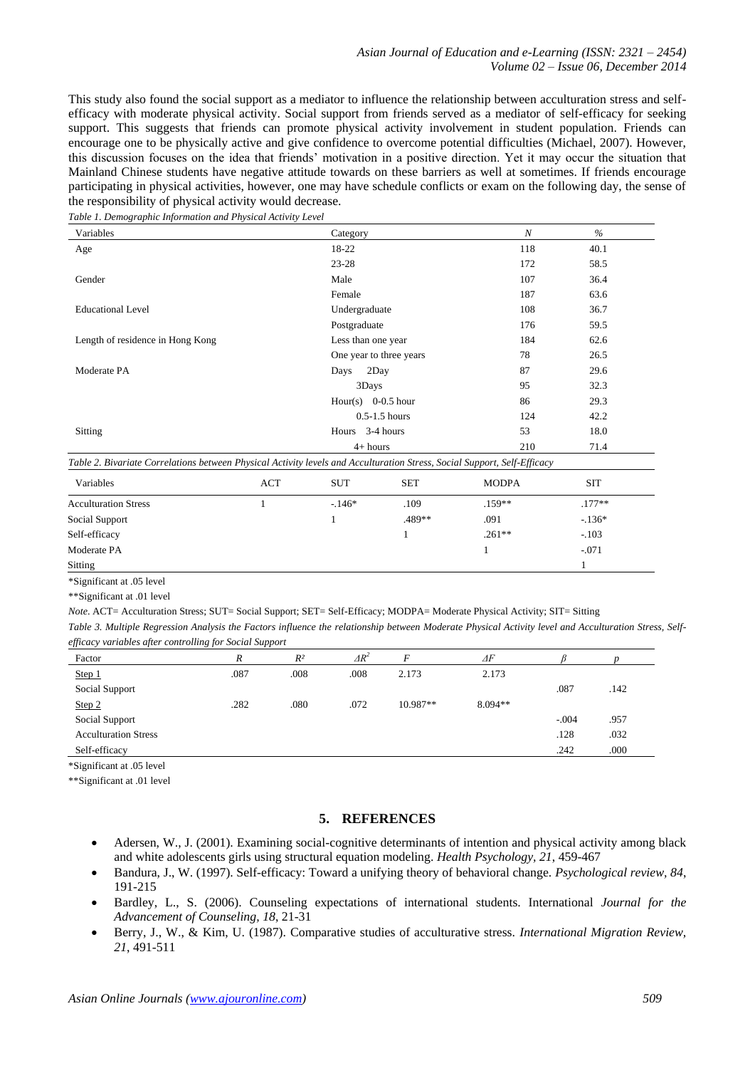This study also found the social support as a mediator to influence the relationship between acculturation stress and self-efficacy with moderate physical activity. Social support from friends served as a mediator of self-efficacy for seeking support. This suggests that friends can promote physical activity involvement in student population. Friends can encourage one to be physically active and give confidence to overcome potential difficulties (Michael, 2007). However, this discussion focuses on the idea that friends' motivation in a positive direction. Yet it may occur the situation that Mainland Chinese students have negative attitude towards on these barriers as well at sometimes. If friends encourage participating in physical activities, however, one may have schedule conflicts or exam on the following day, the sense of the responsibility of physical activity would decrease.

*Table 1. Demographic Information and Physical Activity Level*

| Variables | Category | *N* | % |
|---|---|---|---|
| Age | 18-22 | 118 | 40.1 |
| | 23-28 | 172 | 58.5 |
| Gender | Male | 107 | 36.4 |
| | Female | 187 | 63.6 |
| Educational Level | Undergraduate | 108 | 36.7 |
| | Postgraduate | 176 | 59.5 |
| Length of residence in Hong Kong | Less than one year | 184 | 62.6 |
| | One year to three years | 78 | 26.5 |
| Moderate PA | Days 2Day | 87 | 29.6 |
| | 3Days | 95 | 32.3 |
| | Hour(s) 0-0.5 hour | 86 | 29.3 |
| | 0.5-1.5 hours | 124 | 42.2 |
| Sitting | Hours 3-4 hours | 53 | 18.0 |
| | 4+ hours | 210 | 71.4 |

*Table 2. Bivariate Correlations between Physical Activity levels and Acculturation Stress, Social Support, Self-Efficacy*

| Variables | ACT | SUT | SET | MODPA | SIT |
|---|---|---|---|---|---|
| Acculturation Stress | 1 | -.146* | .109 | .159** | .177** |
| Social Support | | 1 | .489** | .091 | -.136* |
| Self-efficacy | | | 1 | .261** | -.103 |
| Moderate PA | | | | 1 | -.071 |
| Sitting | | | | | 1 |

*Significant at .05 level

**Significant at .01 level

*Note*. ACT= Acculturation Stress; SUT= Social Support; SET= Self-Efficacy; MODPA= Moderate Physical Activity; SIT= Sitting

*Table 3. Multiple Regression Analysis the Factors influence the relationship between Moderate Physical Activity level and Acculturation Stress, Self-efficacy variables after controlling for Social Support*

| Factor | *R* | $R^2$ | $\Delta R^2$ | *F* | $\Delta F$ | $\beta$ | *p* |
|---|---|---|---|---|---|---|---|
| Step 1 | .087 | .008 | .008 | 2.173 | 2.173 | | |
| Social Support | | | | | | .087 | .142 |
| Step 2 | .282 | .080 | .072 | 10.987** | 8.094** | | |
| Social Support | | | | | | -.004 | .957 |
| Acculturation Stress | | | | | | .128 | .032 |
| Self-efficacy | | | | | | .242 | .000 |

*Significant at .05 level

**Significant at .01 level

## 5. REFERENCES

- Adersen, W., J. (2001). Examining social-cognitive determinants of intention and physical activity among black and white adolescents girls using structural equation modeling. *Health Psychology, 21*, 459-467
- Bandura, J., W. (1997). Self-efficacy: Toward a unifying theory of behavioral change. *Psychological review, 84*, 191-215
- Bardley, L., S. (2006). Counseling expectations of international students. International *Journal for the Advancement of Counseling, 18*, 21-31
- Berry, J., W., & Kim, U. (1987). Comparative studies of acculturative stress. *International Migration Review, 21*, 491-511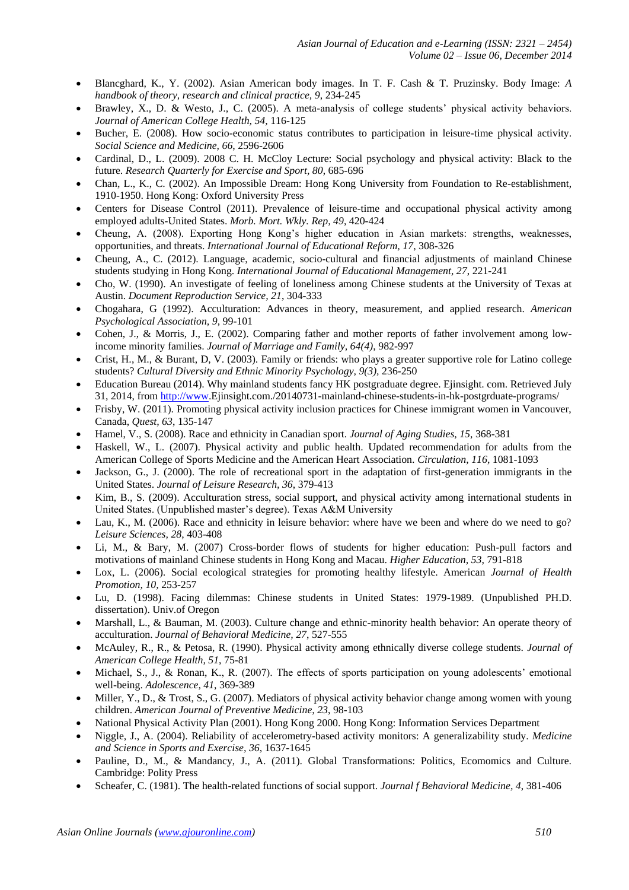- Blancghard, K., Y. (2002). Asian American body images. In T. F. Cash & T. Pruzinsky. Body Image: *A handbook of theory, research and clinical practice, 9*, 234-245
- Brawley, X., D. & Westo, J., C. (2005). A meta-analysis of college students' physical activity behaviors. *Journal of American College Health, 54*, 116-125
- Bucher, E. (2008). How socio-economic status contributes to participation in leisure-time physical activity. *Social Science and Medicine, 66*, 2596-2606
- Cardinal, D., L. (2009). 2008 C. H. McCloy Lecture: Social psychology and physical activity: Black to the future. *Research Quarterly for Exercise and Sport, 80*, 685-696
- Chan, L., K., C. (2002). An Impossible Dream: Hong Kong University from Foundation to Re-establishment, 1910-1950. Hong Kong: Oxford University Press
- Centers for Disease Control (2011). Prevalence of leisure-time and occupational physical activity among employed adults-United States. *Morb. Mort. Wkly. Rep, 49*, 420-424
- Cheung, A. (2008). Exporting Hong Kong's higher education in Asian markets: strengths, weaknesses, opportunities, and threats. *International Journal of Educational Reform, 17*, 308-326
- Cheung, A., C. (2012). Language, academic, socio-cultural and financial adjustments of mainland Chinese students studying in Hong Kong. *International Journal of Educational Management, 27*, 221-241
- Cho, W. (1990). An investigate of feeling of loneliness among Chinese students at the University of Texas at Austin. *Document Reproduction Service, 21*, 304-333
- Chogahara, G (1992). Acculturation: Advances in theory, measurement, and applied research. *American Psychological Association, 9*, 99-101
- Cohen, J., & Morris, J., E. (2002). Comparing father and mother reports of father involvement among low-income minority families. *Journal of Marriage and Family, 64(4)*, 982-997
- Crist, H., M., & Burant, D, V. (2003). Family or friends: who plays a greater supportive role for Latino college students? *Cultural Diversity and Ethnic Minority Psychology, 9(3)*, 236-250
- Education Bureau (2014). Why mainland students fancy HK postgraduate degree. Ejinsight. com. Retrieved July 31, 2014, from http://www.Ejinsight.com./20140731-mainland-chinese-students-in-hk-postgrduate-programs/
- Frisby, W. (2011). Promoting physical activity inclusion practices for Chinese immigrant women in Vancouver, Canada, *Quest, 63*, 135-147
- Hamel, V., S. (2008). Race and ethnicity in Canadian sport. *Journal of Aging Studies, 15*, 368-381
- Haskell, W., L. (2007). Physical activity and public health. Updated recommendation for adults from the American College of Sports Medicine and the American Heart Association. *Circulation, 116*, 1081-1093
- Jackson, G., J. (2000). The role of recreational sport in the adaptation of first-generation immigrants in the United States. *Journal of Leisure Research, 36*, 379-413
- Kim, B., S. (2009). Acculturation stress, social support, and physical activity among international students in United States. (Unpublished master's degree). Texas A&M University
- Lau, K., M. (2006). Race and ethnicity in leisure behavior: where have we been and where do we need to go? *Leisure Sciences, 28*, 403-408
- Li, M., & Bary, M. (2007) Cross-border flows of students for higher education: Push-pull factors and motivations of mainland Chinese students in Hong Kong and Macau. *Higher Education, 53*, 791-818
- Lox, L. (2006). Social ecological strategies for promoting healthy lifestyle. American *Journal of Health Promotion, 10*, 253-257
- Lu, D. (1998). Facing dilemmas: Chinese students in United States: 1979-1989. (Unpublished PH.D. dissertation). Univ.of Oregon
- Marshall, L., & Bauman, M. (2003). Culture change and ethnic-minority health behavior: An operate theory of acculturation. *Journal of Behavioral Medicine, 27*, 527-555
- McAuley, R., R., & Petosa, R. (1990). Physical activity among ethnically diverse college students. *Journal of American College Health, 51*, 75-81
- Michael, S., J., & Ronan, K., R. (2007). The effects of sports participation on young adolescents' emotional well-being. *Adolescence, 41*, 369-389
- Miller, Y., D., & Trost, S., G. (2007). Mediators of physical activity behavior change among women with young children. *American Journal of Preventive Medicine, 23*, 98-103
- National Physical Activity Plan (2001). Hong Kong 2000. Hong Kong: Information Services Department
- Niggle, J., A. (2004). Reliability of accelerometry-based activity monitors: A generalizability study. *Medicine and Science in Sports and Exercise, 36*, 1637-1645
- Pauline, D., M., & Mandancy, J., A. (2011). Global Transformations: Politics, Ecomomics and Culture. Cambridge: Polity Press
- Scheafer, C. (1981). The health-related functions of social support. *Journal f Behavioral Medicine, 4*, 381-406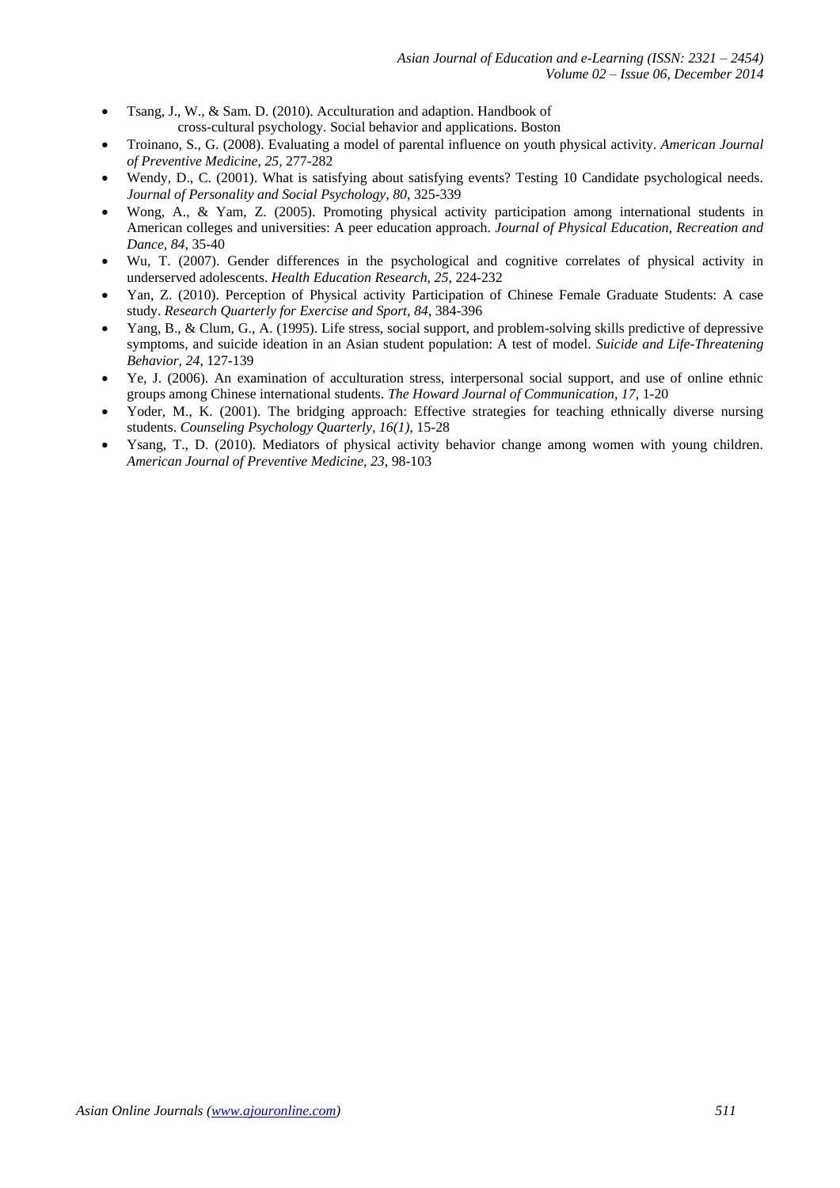- Tsang, J., W., & Sam. D. (2010). Acculturation and adaption. Handbook of cross-cultural psychology. Social behavior and applications. Boston
- Troinano, S., G. (2008). Evaluating a model of parental influence on youth physical activity. *American Journal of Preventive Medicine, 25*, 277-282
- Wendy, D., C. (2001). What is satisfying about satisfying events? Testing 10 Candidate psychological needs. *Journal of Personality and Social Psychology, 80*, 325-339
- Wong, A., & Yam, Z. (2005). Promoting physical activity participation among international students in American colleges and universities: A peer education approach. *Journal of Physical Education, Recreation and Dance, 84*, 35-40
- Wu, T. (2007). Gender differences in the psychological and cognitive correlates of physical activity in underserved adolescents. *Health Education Research, 25*, 224-232
- Yan, Z. (2010). Perception of Physical activity Participation of Chinese Female Graduate Students: A case study. *Research Quarterly for Exercise and Sport, 84*, 384-396
- Yang, B., & Clum, G., A. (1995). Life stress, social support, and problem-solving skills predictive of depressive symptoms, and suicide ideation in an Asian student population: A test of model. *Suicide and Life-Threatening Behavior, 24*, 127-139
- Ye, J. (2006). An examination of acculturation stress, interpersonal social support, and use of online ethnic groups among Chinese international students. *The Howard Journal of Communication, 17*, 1-20
- Yoder, M., K. (2001). The bridging approach: Effective strategies for teaching ethnically diverse nursing students. *Counseling Psychology Quarterly, 16(1)*, 15-28
- Ysang, T., D. (2010). Mediators of physical activity behavior change among women with young children. *American Journal of Preventive Medicine, 23*, 98-103